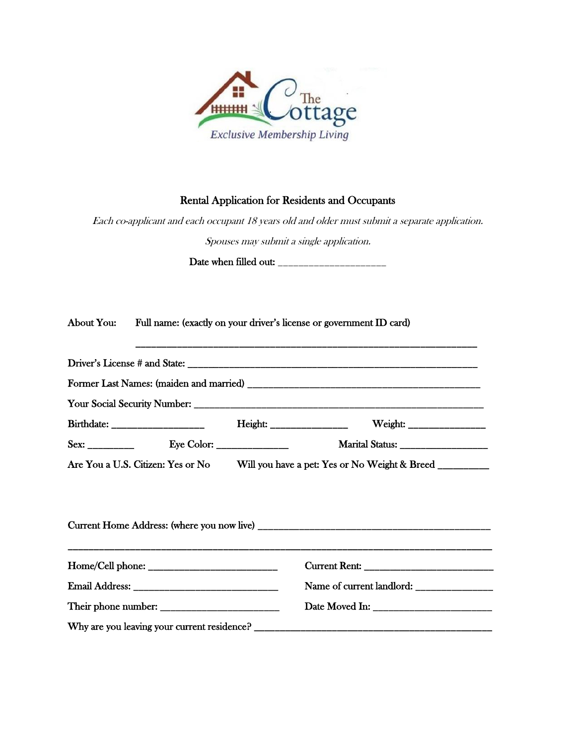The Cottage

*Exclusive Membership Living*

## Rental Application for Residents and Occupants

*Each co-applicant and each occupant 18 years old and older must submit a separate application.*

*Spouses may submit a single application.*

Date when filled out: ____________________

About You: Full name: (exactly on your driver's license or government ID card)

______________________________________________________________

Driver's License # and State: ______________________________________________________

Former Last Names: (maiden and married) ____________________________________________

Your Social Security Number: _______________________________________________________

Birthdate: _________________ Height: ______________ Weight: ______________

Sex: ________ Eye Color: ______________ Marital Status: ________________

Are You a U.S. Citizen: Yes or No Will you have a pet: Yes or No Weight & Breed _________

Current Home Address: (where you now live) ___________________________________________

_____________________________________________________________________________

Home/Cell phone: ________________________ Current Rent: ________________________

Email Address: ___________________________ Name of current landlord: ______________

Their phone number: ______________________ Date Moved In: ______________________

Why are you leaving your current residence? ____________________________________________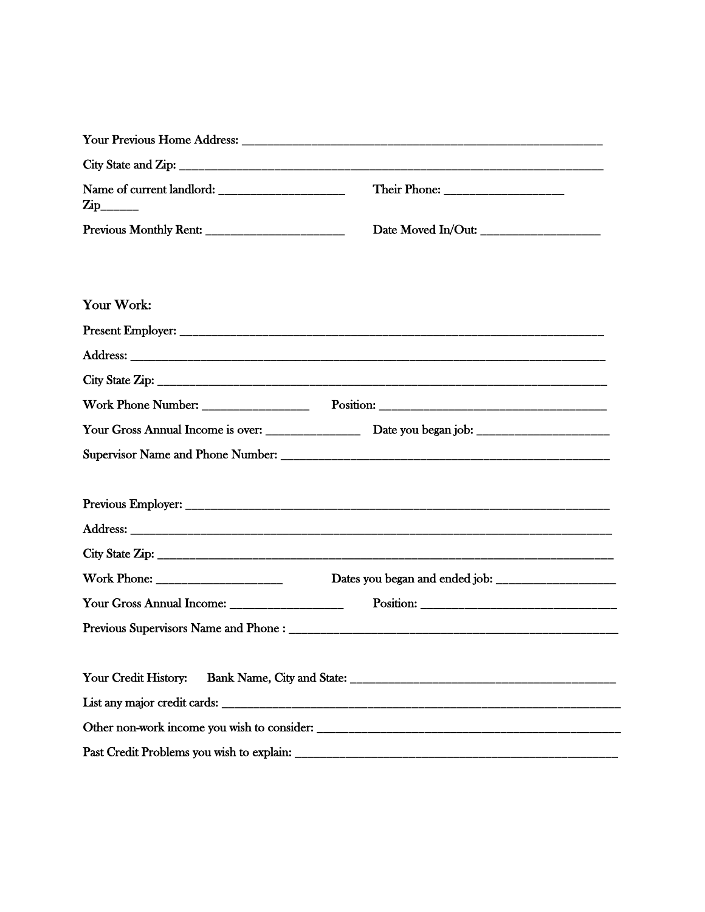Your Previous Home Address: ______________________________________________________________

City State and Zip: ____________________________________________________________________

Name of current landlord: ____________________ Their Phone: ___________________

Zip______

Previous Monthly Rent: ______________________ Date Moved In/Out: ___________________

Your Work:

Present Employer: _____________________________________________________________________

Address: ____________________________________________________________________________

City State Zip: ________________________________________________________________________

Work Phone Number: ________________ Position: ____________________________________

Your Gross Annual Income is over: _______________ Date you began job: _____________________

Supervisor Name and Phone Number: ________________________________________________________

Previous Employer: ____________________________________________________________________

Address: _____________________________________________________________________________

City State Zip: _________________________________________________________________________

Work Phone: ____________________ Dates you began and ended job: ___________________

Your Gross Annual Income: __________________ Position: ________________________________

Previous Supervisors Name and Phone : ____________________________________________________

Your Credit History: Bank Name, City and State: ___________________________________________

List any major credit cards: ______________________________________________________________

Other non-work income you wish to consider: ________________________________________________

Past Credit Problems you wish to explain: ___________________________________________________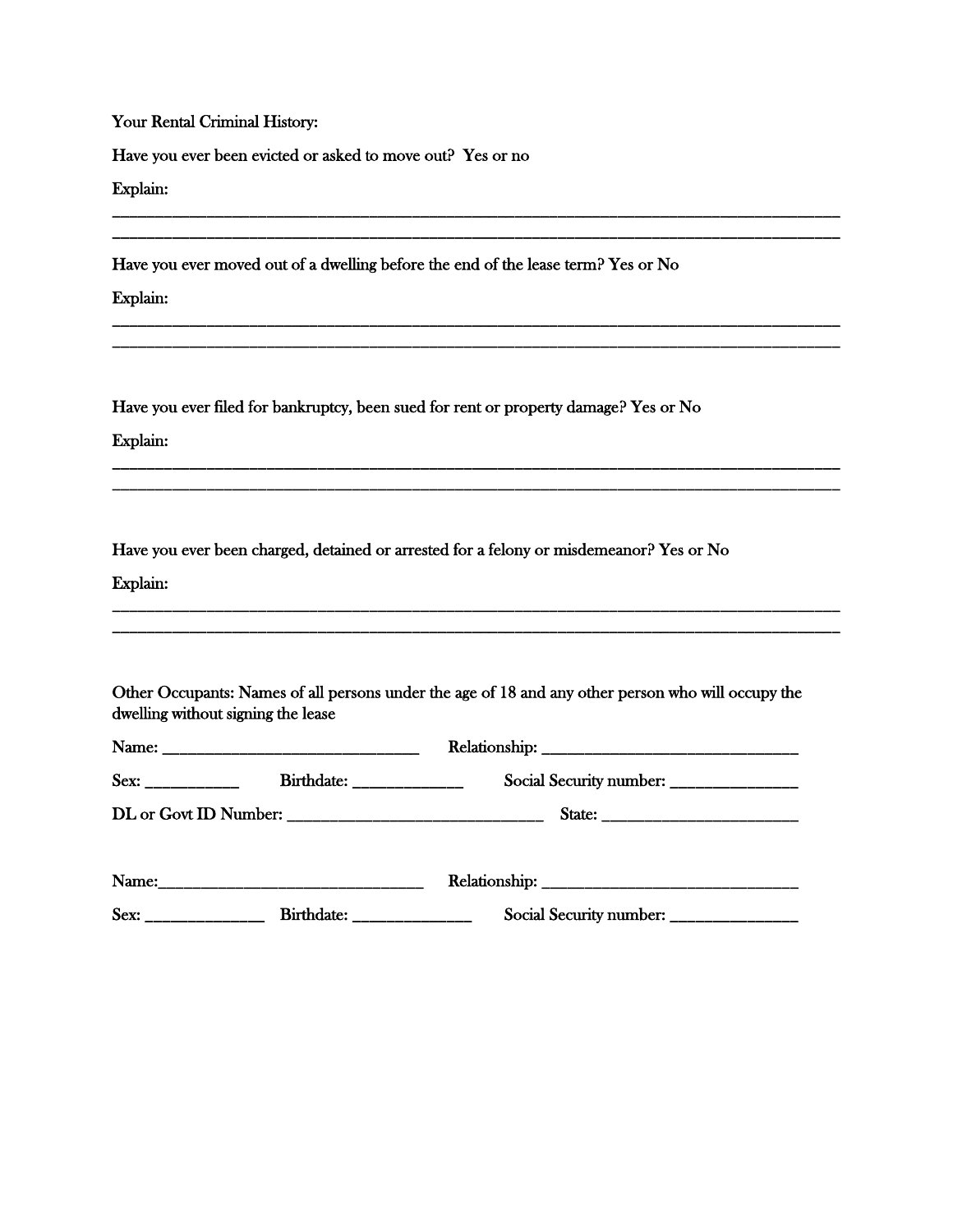Your Rental Criminal History:

Have you ever been evicted or asked to move out? Yes or no

Explain:

______________________________________________________________________________________

______________________________________________________________________________________

Have you ever moved out of a dwelling before the end of the lease term? Yes or No

Explain:

______________________________________________________________________________________

______________________________________________________________________________________

Have you ever filed for bankruptcy, been sued for rent or property damage? Yes or No

Explain:

______________________________________________________________________________________

______________________________________________________________________________________

Have you ever been charged, detained or arrested for a felony or misdemeanor? Yes or No

Explain:

______________________________________________________________________________________

______________________________________________________________________________________

Other Occupants: Names of all persons under the age of 18 and any other person who will occupy the dwelling without signing the lease

Name: ______________________________ Relationship: ______________________________

Sex: ___________ Birthdate: _____________ Social Security number: _______________

DL or Govt ID Number: ______________________________ State: _______________________

Name: ______________________________ Relationship: ______________________________

Sex: ______________ Birthdate: ______________ Social Security number: _______________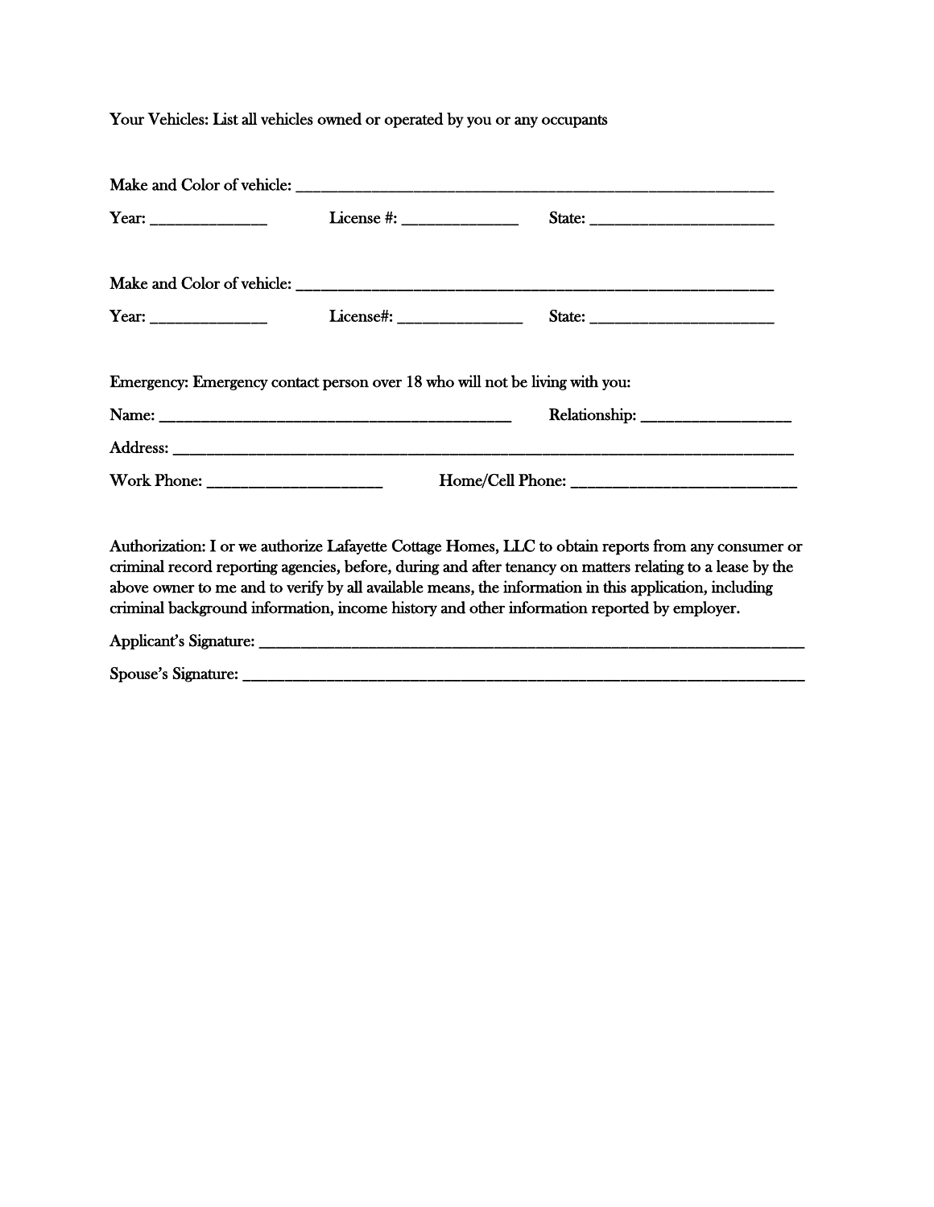Your Vehicles: List all vehicles owned or operated by you or any occupants

Make and Color of vehicle: ___________________________________________________________

Year: ______________ License #: ______________ State: ______________________

Make and Color of vehicle: ___________________________________________________________

Year: ______________ License#: _______________ State: ______________________

Emergency: Emergency contact person over 18 who will not be living with you:

Name: ___________________________________________ Relationship: _________________

Address: _________________________________________________________________________

Work Phone: _____________________ Home/Cell Phone: ___________________________

Authorization: I or we authorize Lafayette Cottage Homes, LLC to obtain reports from any consumer or criminal record reporting agencies, before, during and after tenancy on matters relating to a lease by the above owner to me and to verify by all available means, the information in this application, including criminal background information, income history and other information reported by employer.

Applicant's Signature: ____________________________________________________________________

Spouse's Signature: ______________________________________________________________________